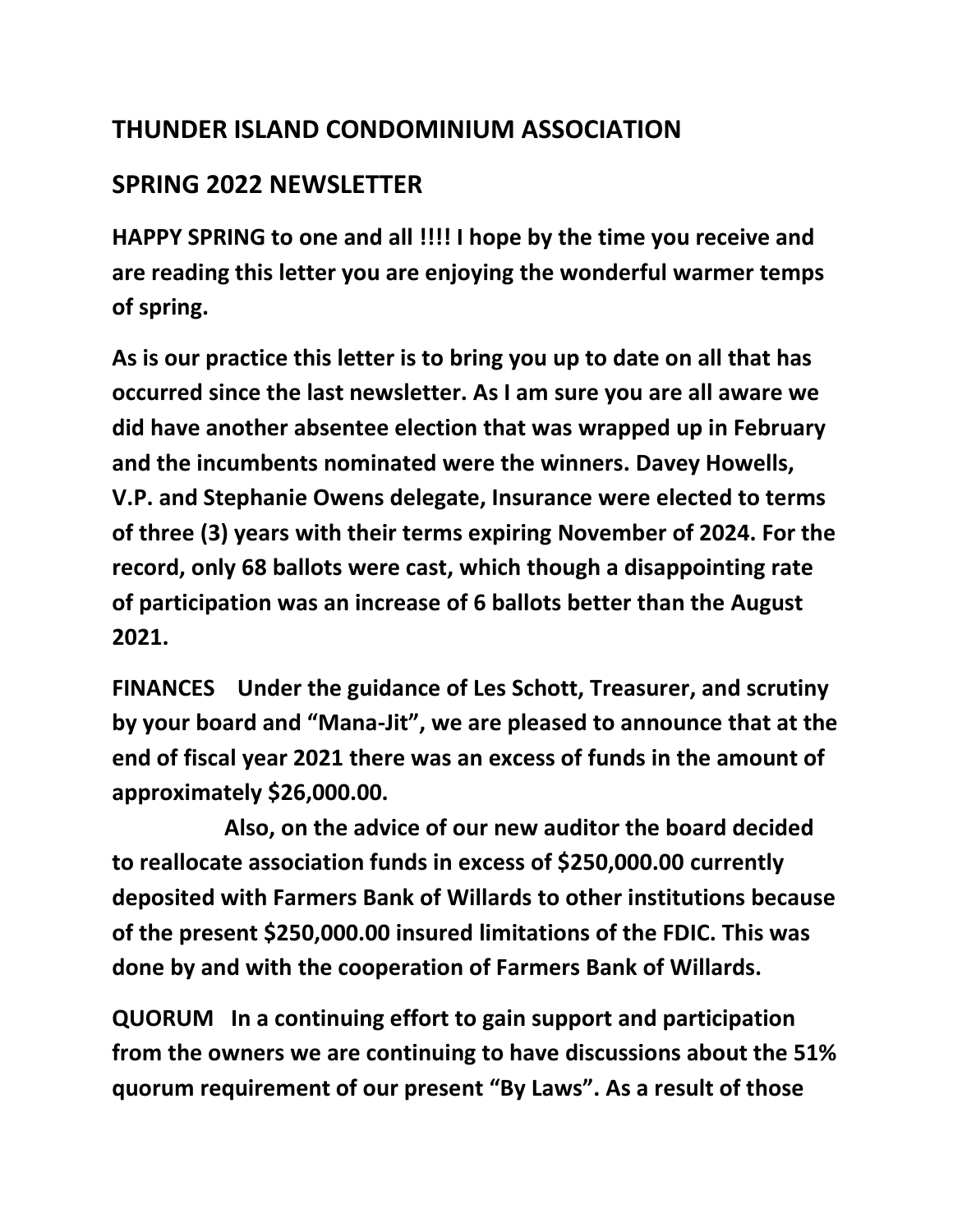## THUNDER ISLAND CONDOMINIUM ASSOCIATION

## SPRING 2022 NEWSLETTER

**HAPPY SPRING to one and all !!!! I hope by the time you receive and are reading this letter you are enjoying the wonderful warmer temps of spring.**

**As is our practice this letter is to bring you up to date on all that has occurred since the last newsletter. As I am sure you are all aware we did have another absentee election that was wrapped up in February and the incumbents nominated were the winners. Davey Howells, V.P. and Stephanie Owens delegate, Insurance were elected to terms of three (3) years with their terms expiring November of 2024. For the record, only 68 ballots were cast, which though a disappointing rate of participation was an increase of 6 ballots better than the August 2021.**

**FINANCES Under the guidance of Les Schott, Treasurer, and scrutiny by your board and "Mana-Jit", we are pleased to announce that at the end of fiscal year 2021 there was an excess of funds in the amount of approximately $26,000.00.**

**Also, on the advice of our new auditor the board decided to reallocate association funds in excess of $250,000.00 currently deposited with Farmers Bank of Willards to other institutions because of the present $250,000.00 insured limitations of the FDIC. This was done by and with the cooperation of Farmers Bank of Willards.**

**QUORUM In a continuing effort to gain support and participation from the owners we are continuing to have discussions about the 51% quorum requirement of our present "By Laws". As a result of those**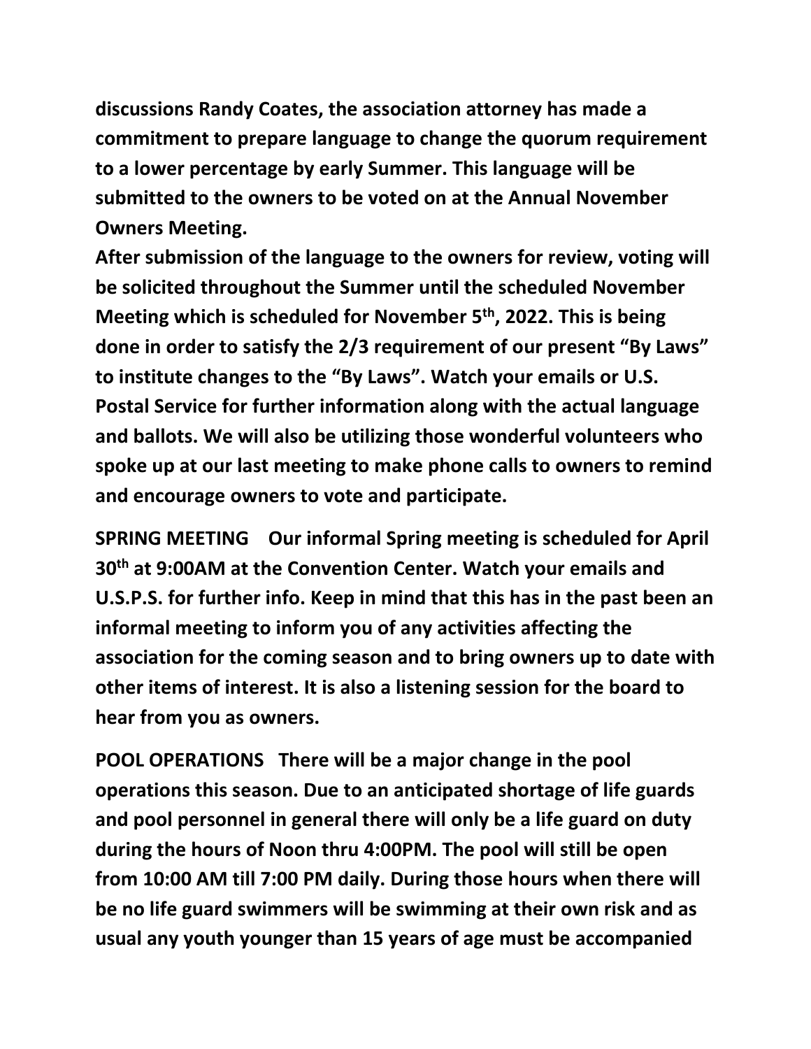**discussions Randy Coates, the association attorney has made a commitment to prepare language to change the quorum requirement to a lower percentage by early Summer. This language will be submitted to the owners to be voted on at the Annual November Owners Meeting.**

**After submission of the language to the owners for review, voting will be solicited throughout the Summer until the scheduled November Meeting which is scheduled for November 5th, 2022. This is being done in order to satisfy the 2/3 requirement of our present "By Laws" to institute changes to the "By Laws". Watch your emails or U.S. Postal Service for further information along with the actual language and ballots. We will also be utilizing those wonderful volunteers who spoke up at our last meeting to make phone calls to owners to remind and encourage owners to vote and participate.**

**SPRING MEETING Our informal Spring meeting is scheduled for April 30th at 9:00AM at the Convention Center. Watch your emails and U.S.P.S. for further info. Keep in mind that this has in the past been an informal meeting to inform you of any activities affecting the association for the coming season and to bring owners up to date with other items of interest. It is also a listening session for the board to hear from you as owners.**

**POOL OPERATIONS There will be a major change in the pool operations this season. Due to an anticipated shortage of life guards and pool personnel in general there will only be a life guard on duty during the hours of Noon thru 4:00PM. The pool will still be open from 10:00 AM till 7:00 PM daily. During those hours when there will be no life guard swimmers will be swimming at their own risk and as usual any youth younger than 15 years of age must be accompanied**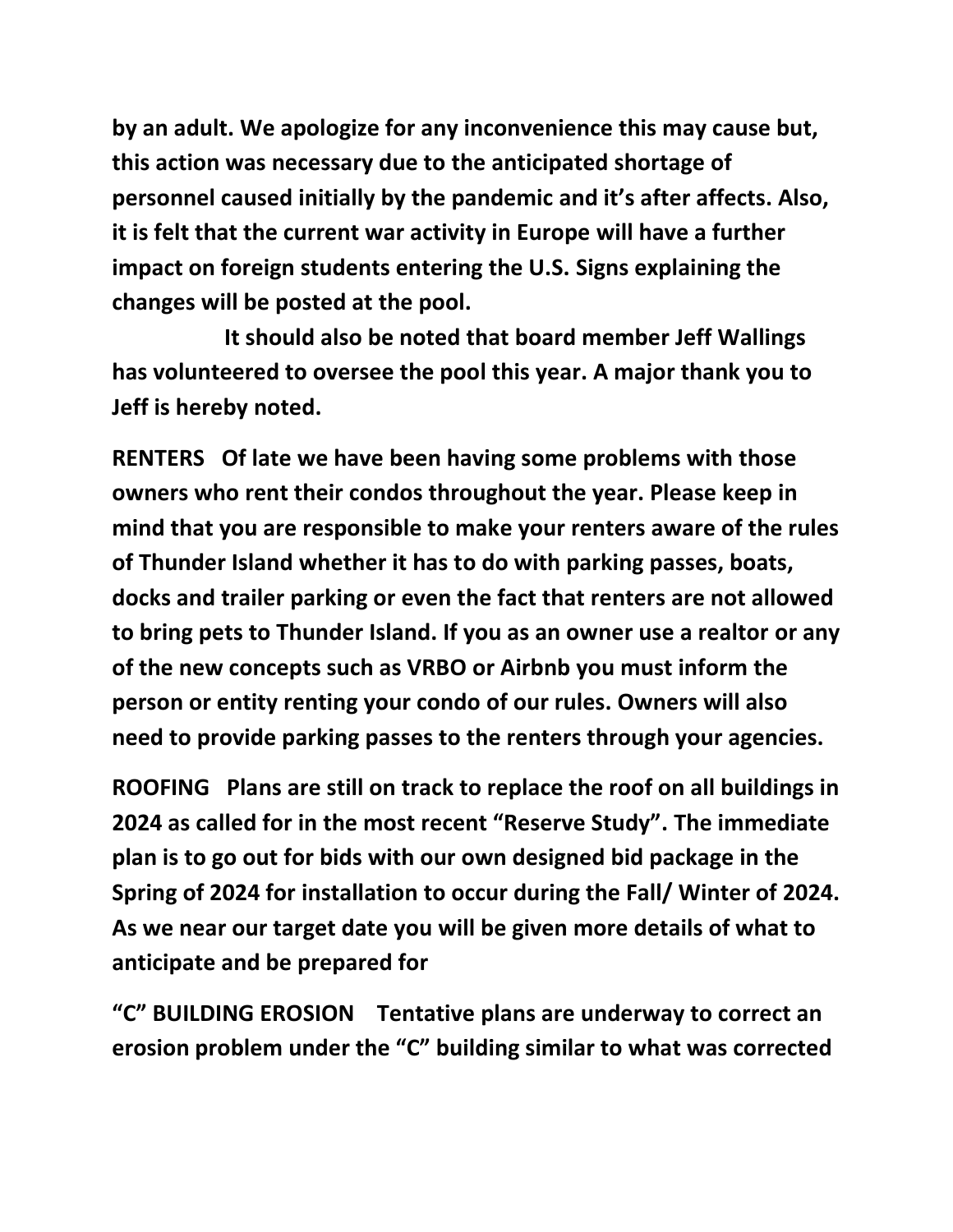**by an adult. We apologize for any inconvenience this may cause but, this action was necessary due to the anticipated shortage of personnel caused initially by the pandemic and it's after affects. Also, it is felt that the current war activity in Europe will have a further impact on foreign students entering the U.S. Signs explaining the changes will be posted at the pool.**

**It should also be noted that board member Jeff Wallings has volunteered to oversee the pool this year. A major thank you to Jeff is hereby noted.**

**RENTERS** **Of late we have been having some problems with those owners who rent their condos throughout the year. Please keep in mind that you are responsible to make your renters aware of the rules of Thunder Island whether it has to do with parking passes, boats, docks and trailer parking or even the fact that renters are not allowed to bring pets to Thunder Island. If you as an owner use a realtor or any of the new concepts such as VRBO or Airbnb you must inform the person or entity renting your condo of our rules. Owners will also need to provide parking passes to the renters through your agencies.**

**ROOFING** **Plans are still on track to replace the roof on all buildings in 2024 as called for in the most recent "Reserve Study". The immediate plan is to go out for bids with our own designed bid package in the Spring of 2024 for installation to occur during the Fall/ Winter of 2024. As we near our target date you will be given more details of what to anticipate and be prepared for**

**"C" BUILDING EROSION** **Tentative plans are underway to correct an erosion problem under the "C" building similar to what was corrected**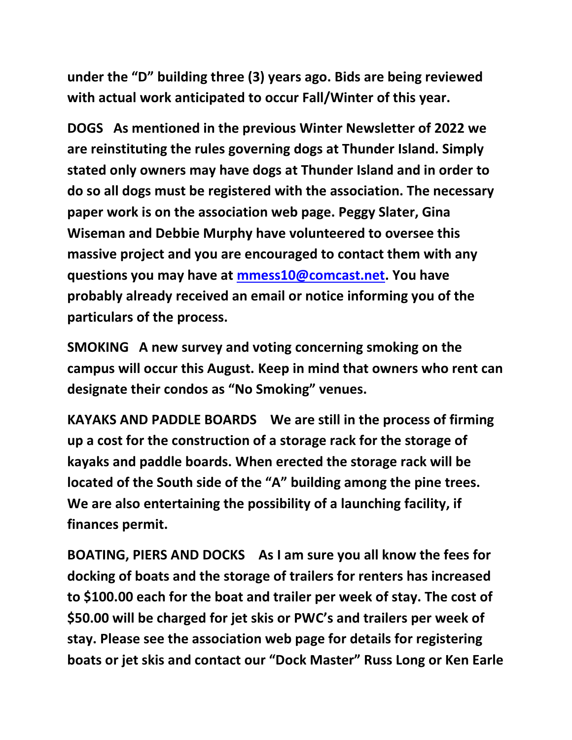**under the "D" building three (3) years ago. Bids are being reviewed with actual work anticipated to occur Fall/Winter of this year.**

**DOGS As mentioned in the previous Winter Newsletter of 2022 we are reinstituting the rules governing dogs at Thunder Island. Simply stated only owners may have dogs at Thunder Island and in order to do so all dogs must be registered with the association. The necessary paper work is on the association web page. Peggy Slater, Gina Wiseman and Debbie Murphy have volunteered to oversee this massive project and you are encouraged to contact them with any questions you may have at [mmess10@comcast.net](mailto:mmess10@comcast.net). You have probably already received an email or notice informing you of the particulars of the process.**

**SMOKING A new survey and voting concerning smoking on the campus will occur this August. Keep in mind that owners who rent can designate their condos as "No Smoking" venues.**

**KAYAKS AND PADDLE BOARDS We are still in the process of firming up a cost for the construction of a storage rack for the storage of kayaks and paddle boards. When erected the storage rack will be located of the South side of the "A" building among the pine trees. We are also entertaining the possibility of a launching facility, if finances permit.**

**BOATING, PIERS AND DOCKS As I am sure you all know the fees for docking of boats and the storage of trailers for renters has increased to $100.00 each for the boat and trailer per week of stay. The cost of $50.00 will be charged for jet skis or PWC's and trailers per week of stay. Please see the association web page for details for registering boats or jet skis and contact our "Dock Master" Russ Long or Ken Earle**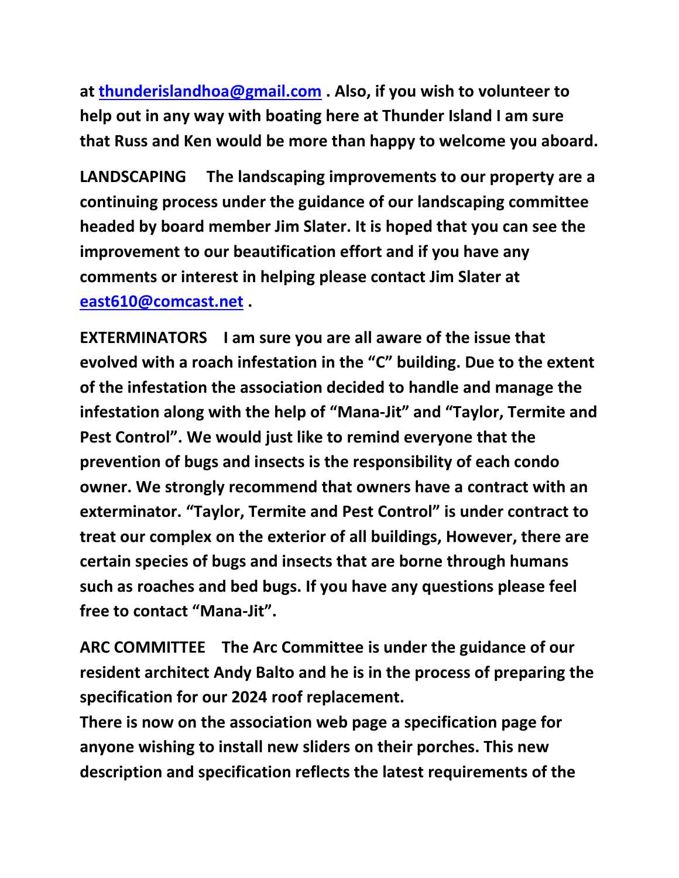**at [thunderislandhoa@gmail.com](mailto:thunderislandhoa@gmail.com) . Also, if you wish to volunteer to help out in any way with boating here at Thunder Island I am sure that Russ and Ken would be more than happy to welcome you aboard.**

**LANDSCAPING The landscaping improvements to our property are a continuing process under the guidance of our landscaping committee headed by board member Jim Slater. It is hoped that you can see the improvement to our beautification effort and if you have any comments or interest in helping please contact Jim Slater at [east610@comcast.net](mailto:east610@comcast.net) .**

**EXTERMINATORS I am sure you are all aware of the issue that evolved with a roach infestation in the "C" building. Due to the extent of the infestation the association decided to handle and manage the infestation along with the help of "Mana-Jit" and "Taylor, Termite and Pest Control". We would just like to remind everyone that the prevention of bugs and insects is the responsibility of each condo owner. We strongly recommend that owners have a contract with an exterminator. "Taylor, Termite and Pest Control" is under contract to treat our complex on the exterior of all buildings, However, there are certain species of bugs and insects that are borne through humans such as roaches and bed bugs. If you have any questions please feel free to contact "Mana-Jit".**

**ARC COMMITTEE The Arc Committee is under the guidance of our resident architect Andy Balto and he is in the process of preparing the specification for our 2024 roof replacement.**
**There is now on the association web page a specification page for anyone wishing to install new sliders on their porches. This new description and specification reflects the latest requirements of the**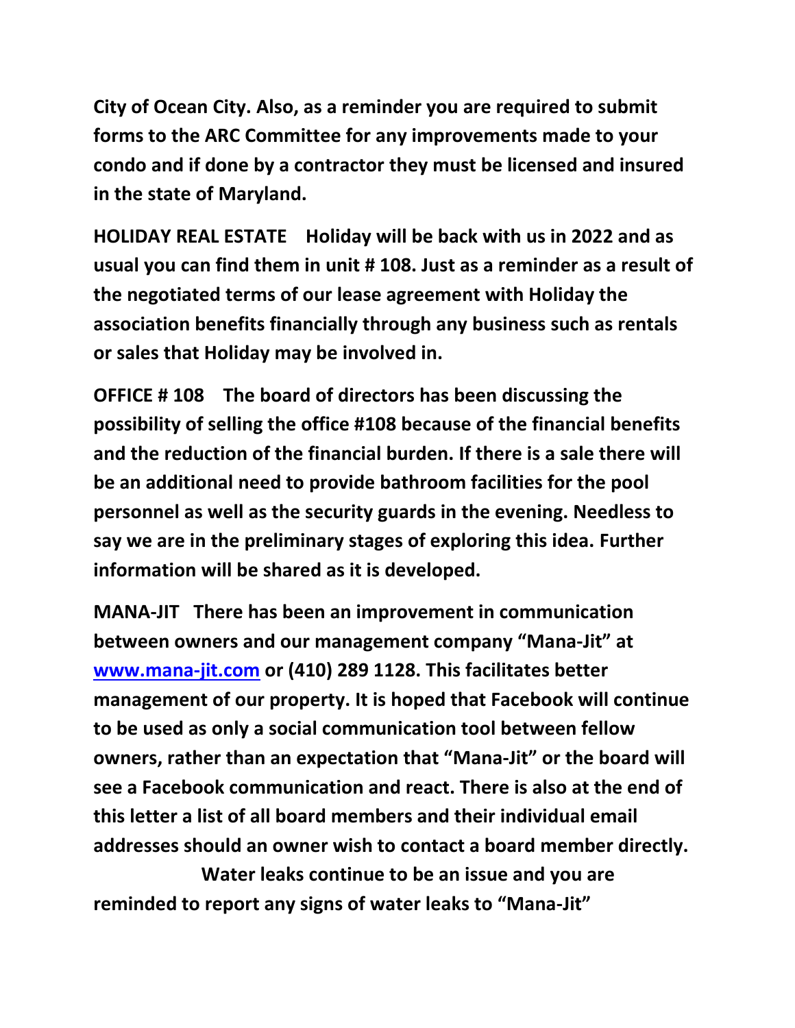**City of Ocean City. Also, as a reminder you are required to submit forms to the ARC Committee for any improvements made to your condo and if done by a contractor they must be licensed and insured in the state of Maryland.**

**HOLIDAY REAL ESTATE   Holiday will be back with us in 2022 and as usual you can find them in unit # 108. Just as a reminder as a result of the negotiated terms of our lease agreement with Holiday the association benefits financially through any business such as rentals or sales that Holiday may be involved in.**

**OFFICE # 108   The board of directors has been discussing the possibility of selling the office #108 because of the financial benefits and the reduction of the financial burden. If there is a sale there will be an additional need to provide bathroom facilities for the pool personnel as well as the security guards in the evening. Needless to say we are in the preliminary stages of exploring this idea. Further information will be shared as it is developed.**

**MANA-JIT   There has been an improvement in communication between owners and our management company "Mana-Jit" at [www.mana-jit.com](http://www.mana-jit.com) or (410) 289 1128. This facilitates better management of our property. It is hoped that Facebook will continue to be used as only a social communication tool between fellow owners, rather than an expectation that "Mana-Jit" or the board will see a Facebook communication and react. There is also at the end of this letter a list of all board members and their individual email addresses should an owner wish to contact a board member directly.**

**Water leaks continue to be an issue and you are reminded to report any signs of water leaks to "Mana-Jit"**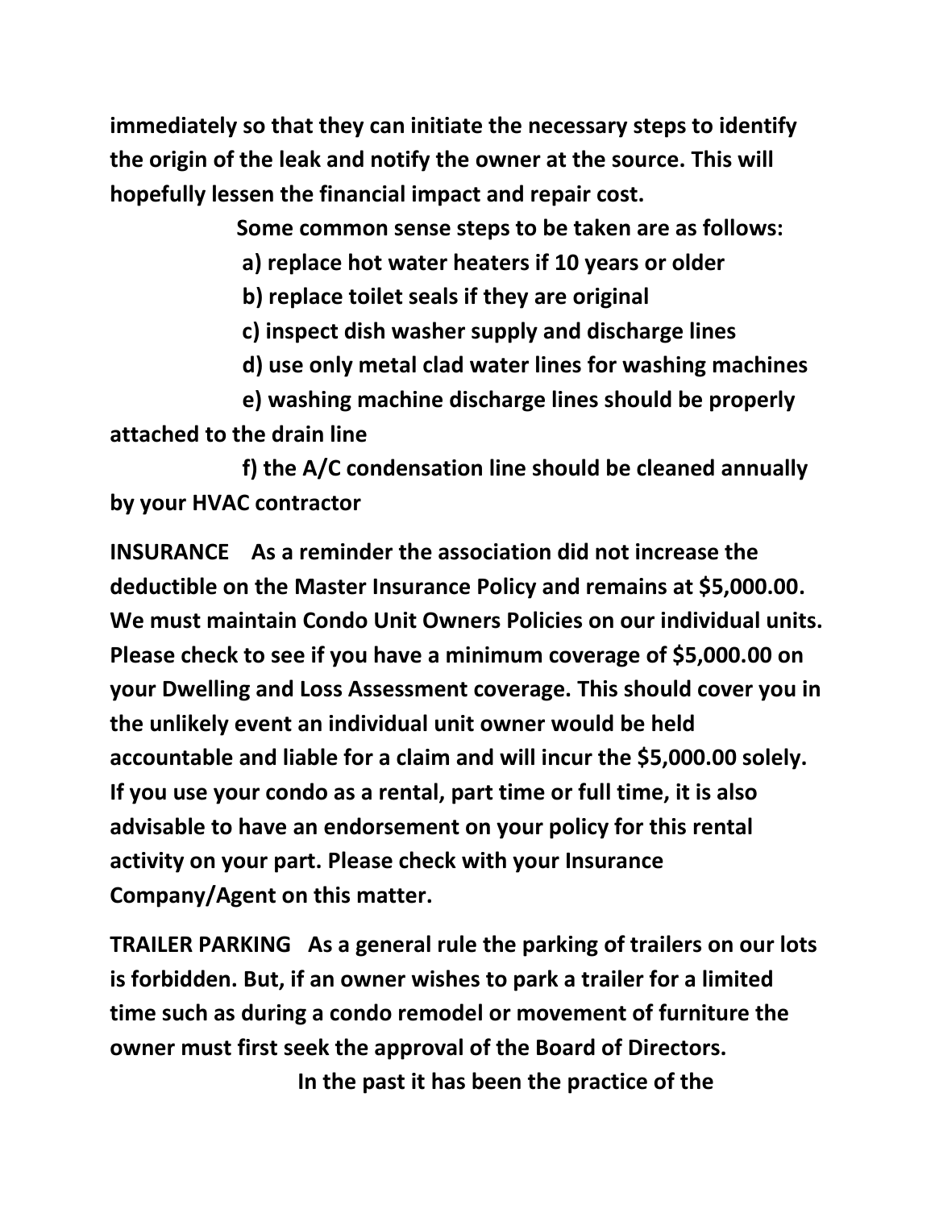**immediately so that they can initiate the necessary steps to identify the origin of the leak and notify the owner at the source. This will hopefully lessen the financial impact and repair cost.**

**Some common sense steps to be taken are as follows:**

**a) replace hot water heaters if 10 years or older**

**b) replace toilet seals if they are original**

**c) inspect dish washer supply and discharge lines**

**d) use only metal clad water lines for washing machines**

**e) washing machine discharge lines should be properly attached to the drain line**

**f) the A/C condensation line should be cleaned annually by your HVAC contractor**

**INSURANCE** **As a reminder the association did not increase the deductible on the Master Insurance Policy and remains at $5,000.00. We must maintain Condo Unit Owners Policies on our individual units. Please check to see if you have a minimum coverage of $5,000.00 on your Dwelling and Loss Assessment coverage. This should cover you in the unlikely event an individual unit owner would be held accountable and liable for a claim and will incur the $5,000.00 solely. If you use your condo as a rental, part time or full time, it is also advisable to have an endorsement on your policy for this rental activity on your part. Please check with your Insurance Company/Agent on this matter.**

**TRAILER PARKING** **As a general rule the parking of trailers on our lots is forbidden. But, if an owner wishes to park a trailer for a limited time such as during a condo remodel or movement of furniture the owner must first seek the approval of the Board of Directors.**

**In the past it has been the practice of the**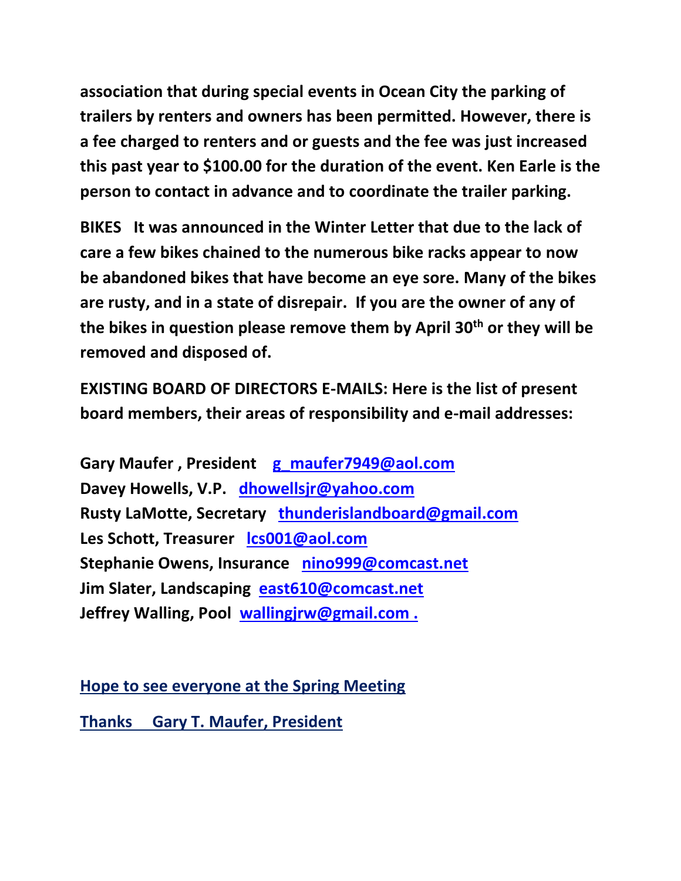**association that during special events in Ocean City the parking of trailers by renters and owners has been permitted. However, there is a fee charged to renters and or guests and the fee was just increased this past year to $100.00 for the duration of the event. Ken Earle is the person to contact in advance and to coordinate the trailer parking.**

**BIKES It was announced in the Winter Letter that due to the lack of care a few bikes chained to the numerous bike racks appear to now be abandoned bikes that have become an eye sore. Many of the bikes are rusty, and in a state of disrepair. If you are the owner of any of the bikes in question please remove them by April 30th or they will be removed and disposed of.**

**EXISTING BOARD OF DIRECTORS E-MAILS: Here is the list of present board members, their areas of responsibility and e-mail addresses:**

**Gary Maufer , President [g_maufer7949@aol.com](mailto:g_maufer7949@aol.com)**
**Davey Howells, V.P. [dhowellsjr@yahoo.com](mailto:dhowellsjr@yahoo.com)**
**Rusty LaMotte, Secretary [thunderislandboard@gmail.com](mailto:thunderislandboard@gmail.com)**
**Les Schott, Treasurer [lcs001@aol.com](mailto:lcs001@aol.com)**
**Stephanie Owens, Insurance [nino999@comcast.net](mailto:nino999@comcast.net)**
**Jim Slater, Landscaping [east610@comcast.net](mailto:east610@comcast.net)**
**Jeffrey Walling, Pool [wallingjrw@gmail.com .](mailto:wallingjrw@gmail.com)**

**Hope to see everyone at the Spring Meeting**

**Thanks Gary T. Maufer, President**